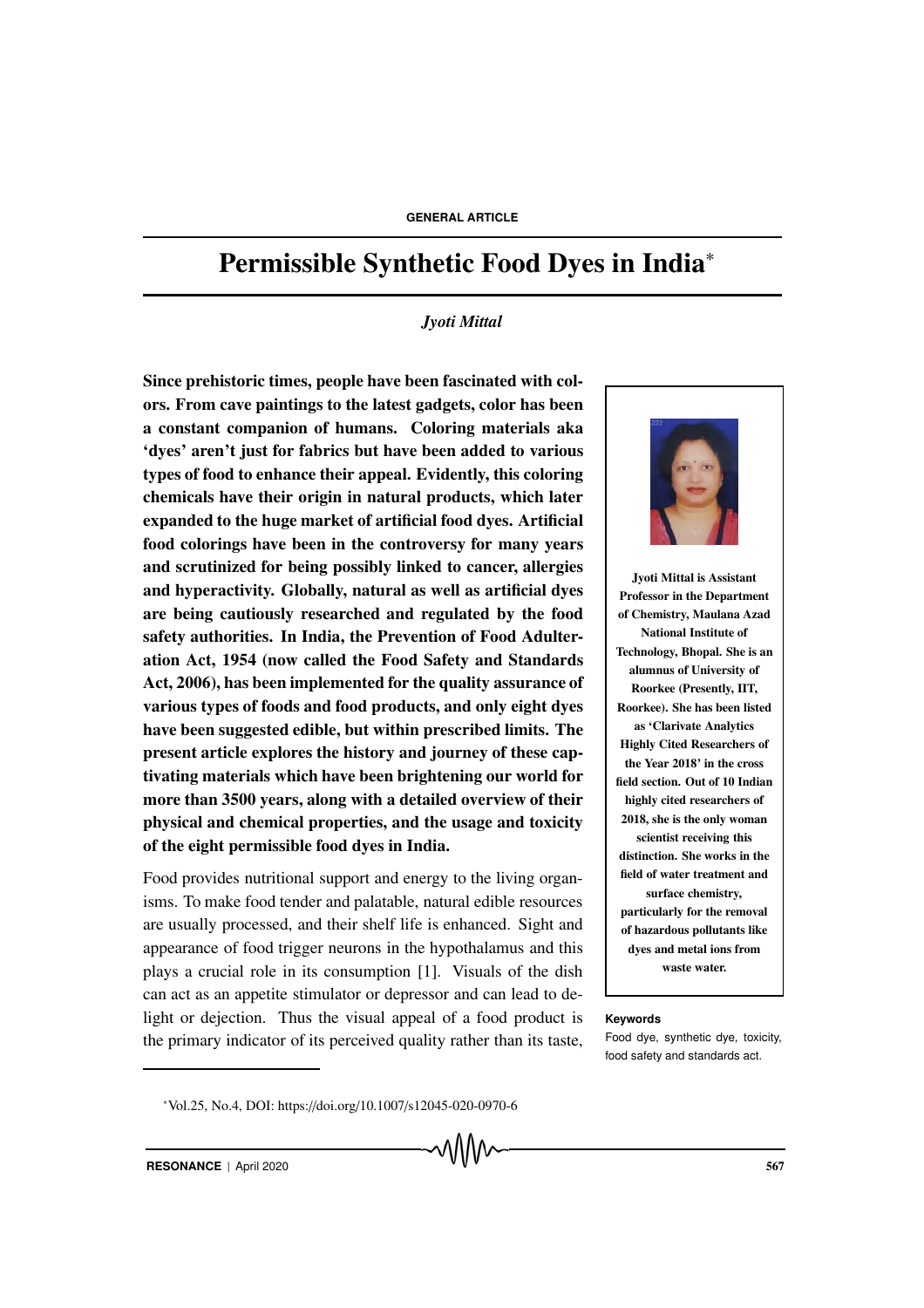GENERAL ARTICLE

# Permissible Synthetic Food Dyes in India*

*Jyoti Mittal*

**Since prehistoric times, people have been fascinated with colors. From cave paintings to the latest gadgets, color has been a constant companion of humans. Coloring materials aka 'dyes' aren't just for fabrics but have been added to various types of food to enhance their appeal. Evidently, this coloring chemicals have their origin in natural products, which later expanded to the huge market of artificial food dyes. Artificial food colorings have been in the controversy for many years and scrutinized for being possibly linked to cancer, allergies and hyperactivity. Globally, natural as well as artificial dyes are being cautiously researched and regulated by the food safety authorities. In India, the Prevention of Food Adulteration Act, 1954 (now called the Food Safety and Standards Act, 2006), has been implemented for the quality assurance of various types of foods and food products, and only eight dyes have been suggested edible, but within prescribed limits. The present article explores the history and journey of these captivating materials which have been brightening our world for more than 3500 years, along with a detailed overview of their physical and chemical properties, and the usage and toxicity of the eight permissible food dyes in India.**

Food provides nutritional support and energy to the living organisms. To make food tender and palatable, natural edible resources are usually processed, and their shelf life is enhanced. Sight and appearance of food trigger neurons in the hypothalamus and this plays a crucial role in its consumption [1]. Visuals of the dish can act as an appetite stimulator or depressor and can lead to delight or dejection. Thus the visual appeal of a food product is the primary indicator of its perceived quality rather than its taste,

**Jyoti Mittal is Assistant Professor in the Department of Chemistry, Maulana Azad National Institute of Technology, Bhopal. She is an alumnus of University of Roorkee (Presently, IIT, Roorkee). She has been listed as 'Clarivate Analytics Highly Cited Researchers of the Year 2018' in the cross field section. Out of 10 Indian highly cited researchers of 2018, she is the only woman scientist receiving this distinction. She works in the field of water treatment and surface chemistry, particularly for the removal of hazardous pollutants like dyes and metal ions from waste water.**

**Keywords**

Food dye, synthetic dye, toxicity, food safety and standards act.

*Vol.25, No.4, DOI: https://doi.org/10.1007/s12045-020-0970-6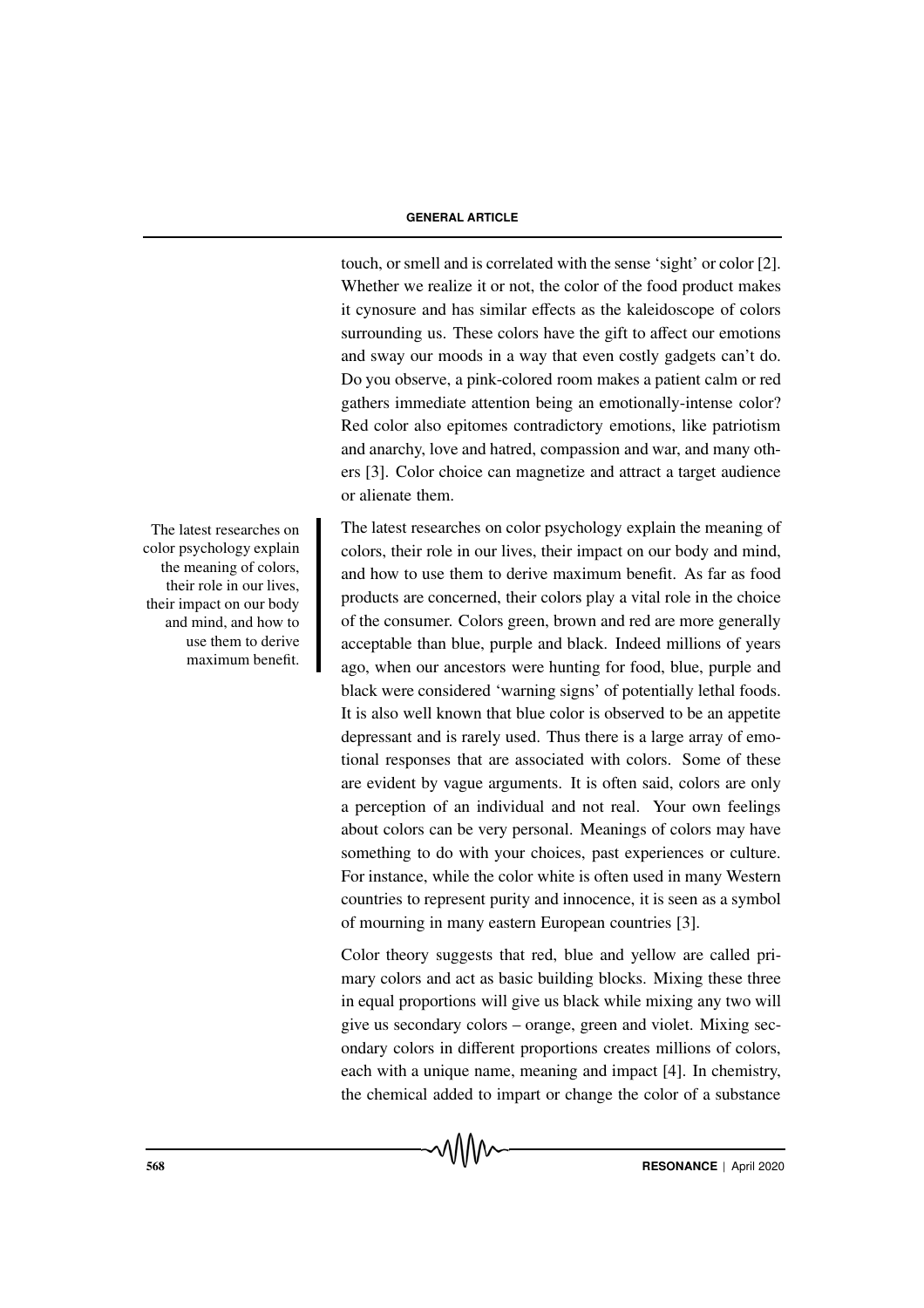touch, or smell and is correlated with the sense 'sight' or color [2]. Whether we realize it or not, the color of the food product makes it cynosure and has similar effects as the kaleidoscope of colors surrounding us. These colors have the gift to affect our emotions and sway our moods in a way that even costly gadgets can't do. Do you observe, a pink-colored room makes a patient calm or red gathers immediate attention being an emotionally-intense color? Red color also epitomes contradictory emotions, like patriotism and anarchy, love and hatred, compassion and war, and many others [3]. Color choice can magnetize and attract a target audience or alienate them.

> The latest researches on color psychology explain the meaning of colors, their role in our lives, their impact on our body and mind, and how to use them to derive maximum benefit.

The latest researches on color psychology explain the meaning of colors, their role in our lives, their impact on our body and mind, and how to use them to derive maximum benefit. As far as food products are concerned, their colors play a vital role in the choice of the consumer. Colors green, brown and red are more generally acceptable than blue, purple and black. Indeed millions of years ago, when our ancestors were hunting for food, blue, purple and black were considered 'warning signs' of potentially lethal foods. It is also well known that blue color is observed to be an appetite depressant and is rarely used. Thus there is a large array of emotional responses that are associated with colors. Some of these are evident by vague arguments. It is often said, colors are only a perception of an individual and not real. Your own feelings about colors can be very personal. Meanings of colors may have something to do with your choices, past experiences or culture. For instance, while the color white is often used in many Western countries to represent purity and innocence, it is seen as a symbol of mourning in many eastern European countries [3].

Color theory suggests that red, blue and yellow are called primary colors and act as basic building blocks. Mixing these three in equal proportions will give us black while mixing any two will give us secondary colors – orange, green and violet. Mixing secondary colors in different proportions creates millions of colors, each with a unique name, meaning and impact [4]. In chemistry, the chemical added to impart or change the color of a substance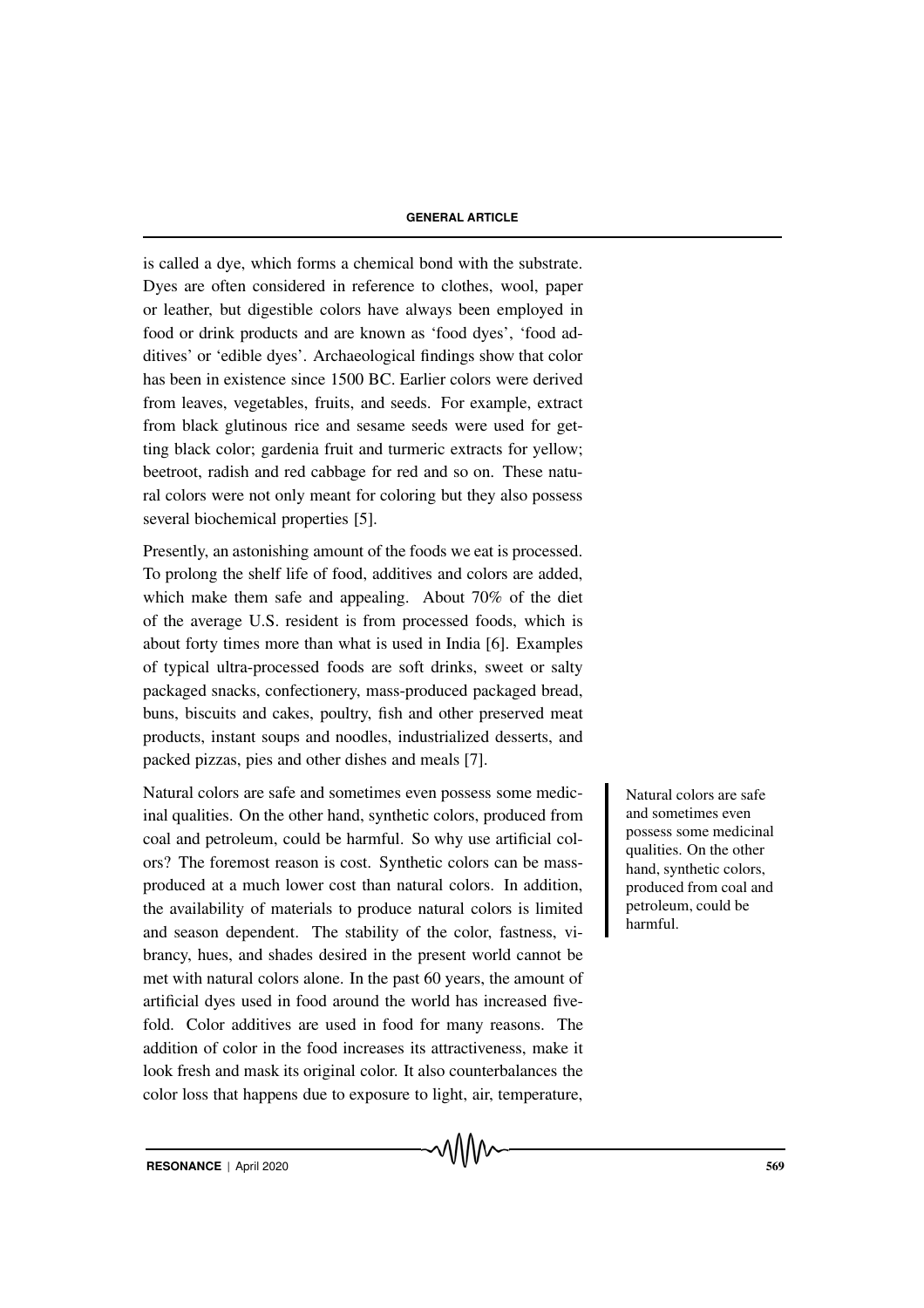is called a dye, which forms a chemical bond with the substrate. Dyes are often considered in reference to clothes, wool, paper or leather, but digestible colors have always been employed in food or drink products and are known as 'food dyes', 'food additives' or 'edible dyes'. Archaeological findings show that color has been in existence since 1500 BC. Earlier colors were derived from leaves, vegetables, fruits, and seeds. For example, extract from black glutinous rice and sesame seeds were used for getting black color; gardenia fruit and turmeric extracts for yellow; beetroot, radish and red cabbage for red and so on. These natural colors were not only meant for coloring but they also possess several biochemical properties [5].

Presently, an astonishing amount of the foods we eat is processed. To prolong the shelf life of food, additives and colors are added, which make them safe and appealing. About 70% of the diet of the average U.S. resident is from processed foods, which is about forty times more than what is used in India [6]. Examples of typical ultra-processed foods are soft drinks, sweet or salty packaged snacks, confectionery, mass-produced packaged bread, buns, biscuits and cakes, poultry, fish and other preserved meat products, instant soups and noodles, industrialized desserts, and packed pizzas, pies and other dishes and meals [7].

> Natural colors are safe and sometimes even possess some medicinal qualities. On the other hand, synthetic colors, produced from coal and petroleum, could be harmful.

Natural colors are safe and sometimes even possess some medicinal qualities. On the other hand, synthetic colors, produced from coal and petroleum, could be harmful. So why use artificial colors? The foremost reason is cost. Synthetic colors can be mass-produced at a much lower cost than natural colors. In addition, the availability of materials to produce natural colors is limited and season dependent. The stability of the color, fastness, vibrancy, hues, and shades desired in the present world cannot be met with natural colors alone. In the past 60 years, the amount of artificial dyes used in food around the world has increased five-fold. Color additives are used in food for many reasons. The addition of color in the food increases its attractiveness, make it look fresh and mask its original color. It also counterbalances the color loss that happens due to exposure to light, air, temperature,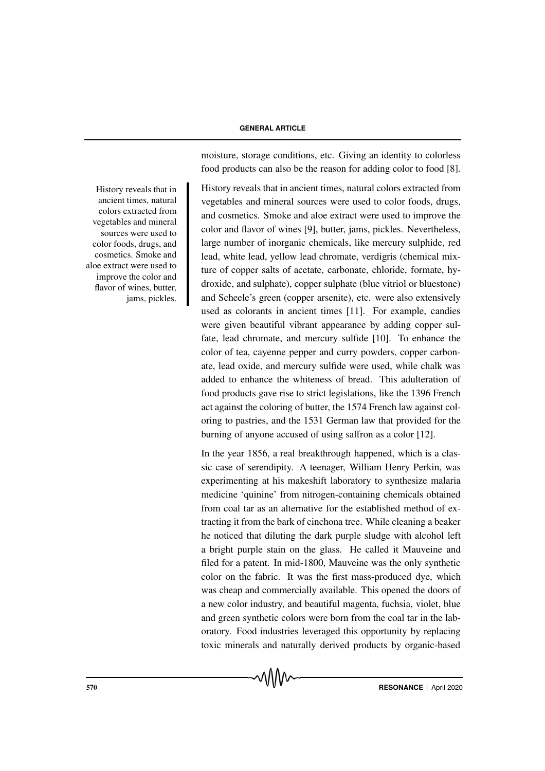moisture, storage conditions, etc. Giving an identity to colorless food products can also be the reason for adding color to food [8].

History reveals that in ancient times, natural colors extracted from vegetables and mineral sources were used to color foods, drugs, and cosmetics. Smoke and aloe extract were used to improve the color and flavor of wines, butter, jams, pickles.

History reveals that in ancient times, natural colors extracted from vegetables and mineral sources were used to color foods, drugs, and cosmetics. Smoke and aloe extract were used to improve the color and flavor of wines [9], butter, jams, pickles. Nevertheless, large number of inorganic chemicals, like mercury sulphide, red lead, white lead, yellow lead chromate, verdigris (chemical mixture of copper salts of acetate, carbonate, chloride, formate, hydroxide, and sulphate), copper sulphate (blue vitriol or bluestone) and Scheele's green (copper arsenite), etc. were also extensively used as colorants in ancient times [11]. For example, candies were given beautiful vibrant appearance by adding copper sulfate, lead chromate, and mercury sulfide [10]. To enhance the color of tea, cayenne pepper and curry powders, copper carbonate, lead oxide, and mercury sulfide were used, while chalk was added to enhance the whiteness of bread. This adulteration of food products gave rise to strict legislations, like the 1396 French act against the coloring of butter, the 1574 French law against coloring to pastries, and the 1531 German law that provided for the burning of anyone accused of using saffron as a color [12].

In the year 1856, a real breakthrough happened, which is a classic case of serendipity. A teenager, William Henry Perkin, was experimenting at his makeshift laboratory to synthesize malaria medicine 'quinine' from nitrogen-containing chemicals obtained from coal tar as an alternative for the established method of extracting it from the bark of cinchona tree. While cleaning a beaker he noticed that diluting the dark purple sludge with alcohol left a bright purple stain on the glass. He called it Mauveine and filed for a patent. In mid-1800, Mauveine was the only synthetic color on the fabric. It was the first mass-produced dye, which was cheap and commercially available. This opened the doors of a new color industry, and beautiful magenta, fuchsia, violet, blue and green synthetic colors were born from the coal tar in the laboratory. Food industries leveraged this opportunity by replacing toxic minerals and naturally derived products by organic-based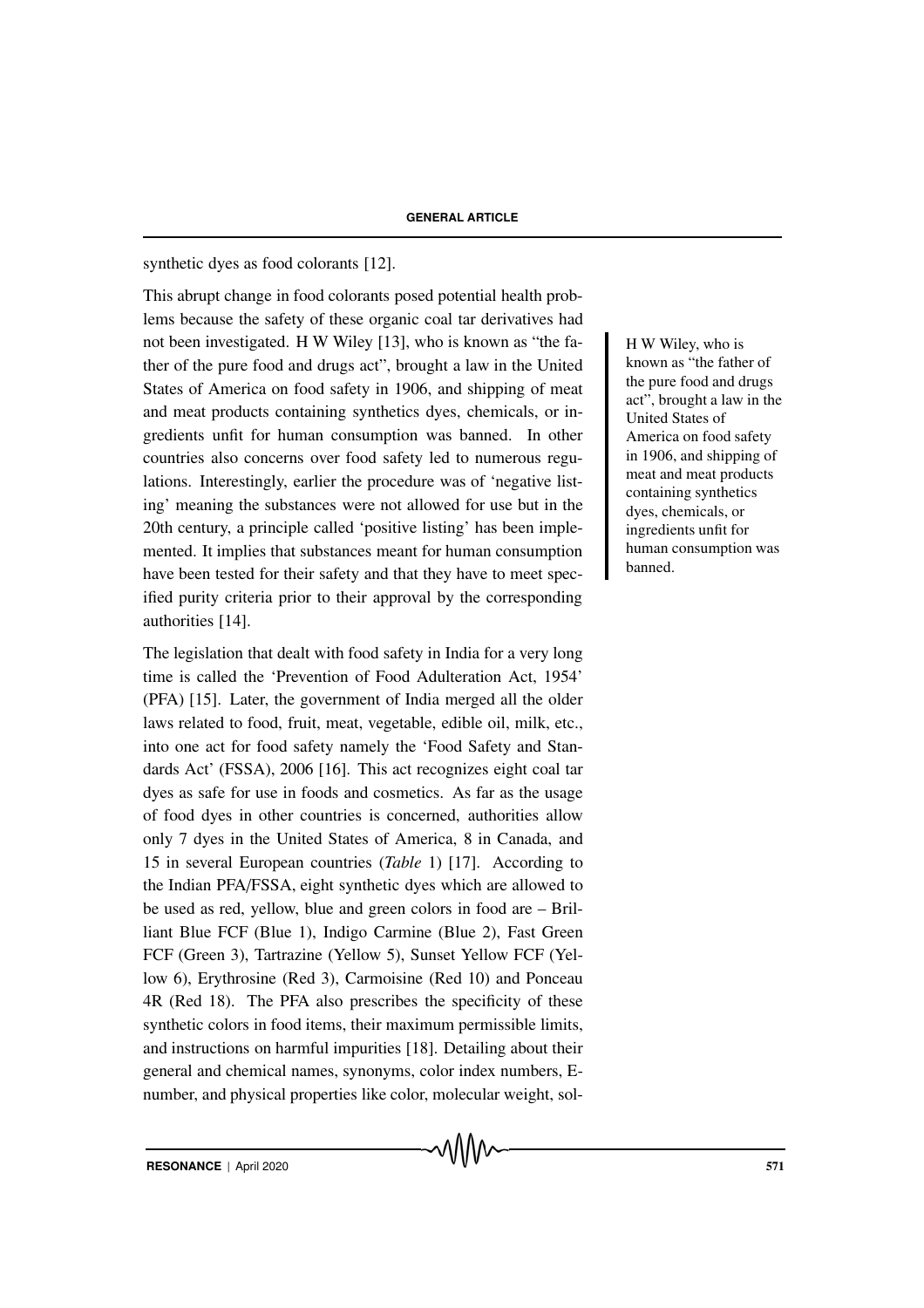synthetic dyes as food colorants [12].

This abrupt change in food colorants posed potential health problems because the safety of these organic coal tar derivatives had not been investigated. H W Wiley [13], who is known as "the father of the pure food and drugs act", brought a law in the United States of America on food safety in 1906, and shipping of meat and meat products containing synthetics dyes, chemicals, or ingredients unfit for human consumption was banned. In other countries also concerns over food safety led to numerous regulations. Interestingly, earlier the procedure was of 'negative listing' meaning the substances were not allowed for use but in the 20th century, a principle called 'positive listing' has been implemented. It implies that substances meant for human consumption have been tested for their safety and that they have to meet specified purity criteria prior to their approval by the corresponding authorities [14].

H W Wiley, who is known as "the father of the pure food and drugs act", brought a law in the United States of America on food safety in 1906, and shipping of meat and meat products containing synthetics dyes, chemicals, or ingredients unfit for human consumption was banned.

The legislation that dealt with food safety in India for a very long time is called the 'Prevention of Food Adulteration Act, 1954' (PFA) [15]. Later, the government of India merged all the older laws related to food, fruit, meat, vegetable, edible oil, milk, etc., into one act for food safety namely the 'Food Safety and Standards Act' (FSSA), 2006 [16]. This act recognizes eight coal tar dyes as safe for use in foods and cosmetics. As far as the usage of food dyes in other countries is concerned, authorities allow only 7 dyes in the United States of America, 8 in Canada, and 15 in several European countries (*Table* 1) [17]. According to the Indian PFA/FSSA, eight synthetic dyes which are allowed to be used as red, yellow, blue and green colors in food are – Brilliant Blue FCF (Blue 1), Indigo Carmine (Blue 2), Fast Green FCF (Green 3), Tartrazine (Yellow 5), Sunset Yellow FCF (Yellow 6), Erythrosine (Red 3), Carmoisine (Red 10) and Ponceau 4R (Red 18). The PFA also prescribes the specificity of these synthetic colors in food items, their maximum permissible limits, and instructions on harmful impurities [18]. Detailing about their general and chemical names, synonyms, color index numbers, E-number, and physical properties like color, molecular weight, sol-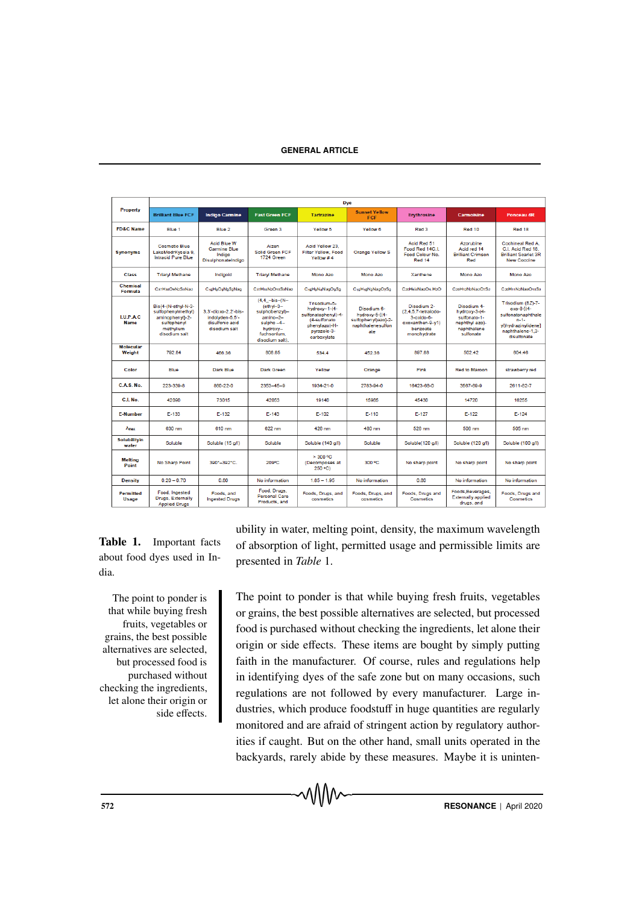| Property | Dye | | | | | | | |
|---|---|---|---|---|---|---|---|---|
| | Brilliant Blue FCF | Indigo Carmine | Fast Green FCF | Tartrazine | Sunset Yellow FCF | Erythrosine | Carmoisine | Ponceau 4R |
| FD&C Name | Blue 1 | Blue 2 | Green 3 | Yellow 5 | Yellow 6 | Red 3 | Red 10 | Red 18 |
| Synonyms | Cosmetic Blue LakeModrKysela 9, Intracid Pure Blue | Acid Blue W Carmine Blue Indigo Disulphonateindigo | Aizen Solid Green FCF 1724 Green | Acid Yellow 23, Filter Yellow, Food Yellow # 4 | Orange Yellow S | Acid Red 51 Food Red 14C.I. Food Colour No. Red 14 | Azorubine Acid red 14 Brilliant Crimson Red | Cochineal Red A, C.I. Acid Red 18, Brilliant Scarlet 3R New Coccine |
| Class | Triaryl Methane | Indigoid | Triaryl Methane | Mono Azo | Mono Azo | Xanthene | Mono Azo | Mono Azo |
| Chemical Formula | $C_{37}H_{34}O_9N_2S_3Na_2$ | $C_{16}H_8O_8N_2S_2Na_2$ | $C_{37}H_{34}N_2O_{10}S_3Na_2$ | $C_{16}H_9N_4Na_3O_9S_2$ | $C_{16}H_{10}N_2Na_2O_7S_2$ | $C_{20}H_6I_4Na_2O_5.H_2O$ | $C_{20}H_{12}N_2Na_2O_7S_2$ | $C_{20}H_{11}N_2Na_3O_{10}S_3$ |
| I.U.P.A.C Name | Bis[4-(N-ethyl-N-3-sulfophenylmethyl) aminophenyl]-2-sulfophenyl methylium disodium salt | 3,3'-dioxo-2,2'-bis-indolyden-5,5'-disulfonic acid disodium salt | (4,4'–bis–(N–(ethyl–3–sulphobenzyl)–amino–2–sulpho–4–hydroxy–fuchsonium, disodium salt). | Trisodium–5–hydroxy–1–(4-sulfonatophenyl)-4-(4-sulfonato phenylazo)-H-pyrazole-3-carboxylate | Disodium 6-hydroxy-5-[(4-sulfophenyl)azo]-2-naphthalenesulfonate | Disodium 2-(2,4,5,7-tetraiodo-3-oxido-6-oxoxanthen-9-yl) benzoate monohydrate | Disodium 4-hydroxy-3-(4-sulfonato-1-naphthyl azo)-naphthalene sulfonate | Trisodium (8Z)-7-oxo-8-[(4-sulfonatonaphthalen-1-yl)hydrazinylidene] naphthalene-1,3-disulfonate |
| Molecular Weight | 792.84 | 466.36 | 808.85 | 534.4 | 452.36 | 897.88 | 502.42 | 604.46 |
| Color | Blue | Dark Blue | Dark Green | Yellow | Orange | Pink | Red to Maroon | strawberry red |
| C.A.S. No. | 223-339-8 | 860-22-0 | 2353–45–9 | 1934-21-0 | 2783-94-0 | 16423-68-0 | 3567-69-9 | 2611-82-7 |
| C.I. No. | 42090 | 73015 | 42053 | 19140 | 15985 | 45430 | 14720 | 16255 |
| E-Number | E-133 | E-132 | E-143 | E-102 | E-110 | E-127 | E-122 | E-124 |
| $\lambda_{max}$ | 630 nm | 610 nm | 622 nm | 426 nm | 480 nm | 526 nm | 508 nm | 505 nm |
| Solubility in water | Soluble | Soluble (15 g/l) | Soluble | Soluble (140 g/l) | Soluble | Soluble(120 g/l) | Soluble (120 g/l) | Soluble (100 g/l) |
| Melting Point | No Sharp Point | 390°–392°C. | 290°C | > 300 °C (Decomposes at 250 °C) | 300 °C | No sharp point | No sharp point | No sharp point |
| Density | 0.20 – 0.70 | 0.80 | No information | 1.85 – 1.95 | No information | 0.80 | No information | No information |
| Permitted Usage | Food, Ingested Drugs, Externally Applied Drugs | Foods, and Ingested Drugs | Food, Drugs, Personal Care Products, and | Foods, Drugs, and cosmetics | Foods, Drugs, and cosmetics | Foods, Drugs and Cosmetics | Foods,Beverages, Externally applied drugs, and | Foods, Drugs and Cosmetics |

**Table 1.** Important facts about food dyes used in India.

ubility in water, melting point, density, the maximum wavelength of absorption of light, permitted usage and permissible limits are presented in *Table* 1.

The point to ponder is that while buying fresh fruits, vegetables or grains, the best possible alternatives are selected, but processed food is purchased without checking the ingredients, let alone their origin or side effects. These items are bought by simply putting faith in the manufacturer. Of course, rules and regulations help in identifying dyes of the safe zone but on many occasions, such regulations are not followed by every manufacturer. Large industries, which produce foodstuff in huge quantities are regularly monitored and are afraid of stringent action by regulatory authorities if caught. But on the other hand, small units operated in the backyards, rarely abide by these measures. Maybe it is uninten-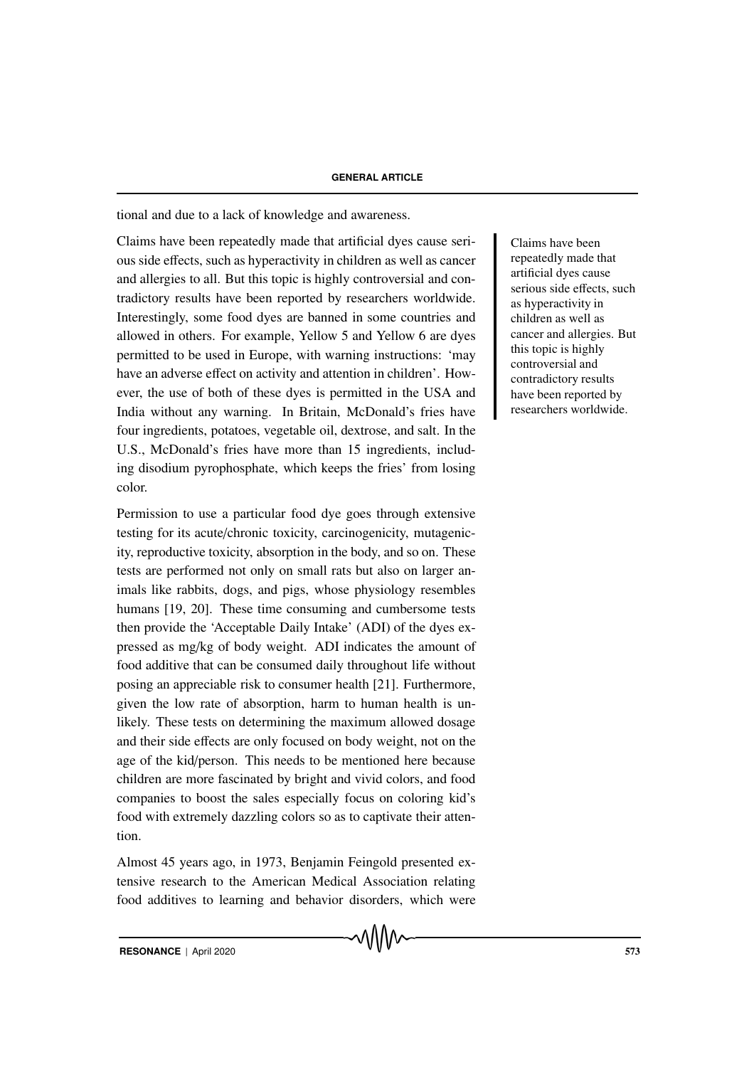tional and due to a lack of knowledge and awareness.

Claims have been repeatedly made that artificial dyes cause serious side effects, such as hyperactivity in children as well as cancer and allergies to all. But this topic is highly controversial and contradictory results have been reported by researchers worldwide. Interestingly, some food dyes are banned in some countries and allowed in others. For example, Yellow 5 and Yellow 6 are dyes permitted to be used in Europe, with warning instructions: 'may have an adverse effect on activity and attention in children'. However, the use of both of these dyes is permitted in the USA and India without any warning. In Britain, McDonald's fries have four ingredients, potatoes, vegetable oil, dextrose, and salt. In the U.S., McDonald's fries have more than 15 ingredients, including disodium pyrophosphate, which keeps the fries' from losing color.

> Claims have been repeatedly made that artificial dyes cause serious side effects, such as hyperactivity in children as well as cancer and allergies. But this topic is highly controversial and contradictory results have been reported by researchers worldwide.

Permission to use a particular food dye goes through extensive testing for its acute/chronic toxicity, carcinogenicity, mutagenicity, reproductive toxicity, absorption in the body, and so on. These tests are performed not only on small rats but also on larger animals like rabbits, dogs, and pigs, whose physiology resembles humans [19, 20]. These time consuming and cumbersome tests then provide the 'Acceptable Daily Intake' (ADI) of the dyes expressed as mg/kg of body weight. ADI indicates the amount of food additive that can be consumed daily throughout life without posing an appreciable risk to consumer health [21]. Furthermore, given the low rate of absorption, harm to human health is unlikely. These tests on determining the maximum allowed dosage and their side effects are only focused on body weight, not on the age of the kid/person. This needs to be mentioned here because children are more fascinated by bright and vivid colors, and food companies to boost the sales especially focus on coloring kid's food with extremely dazzling colors so as to captivate their attention.

Almost 45 years ago, in 1973, Benjamin Feingold presented extensive research to the American Medical Association relating food additives to learning and behavior disorders, which were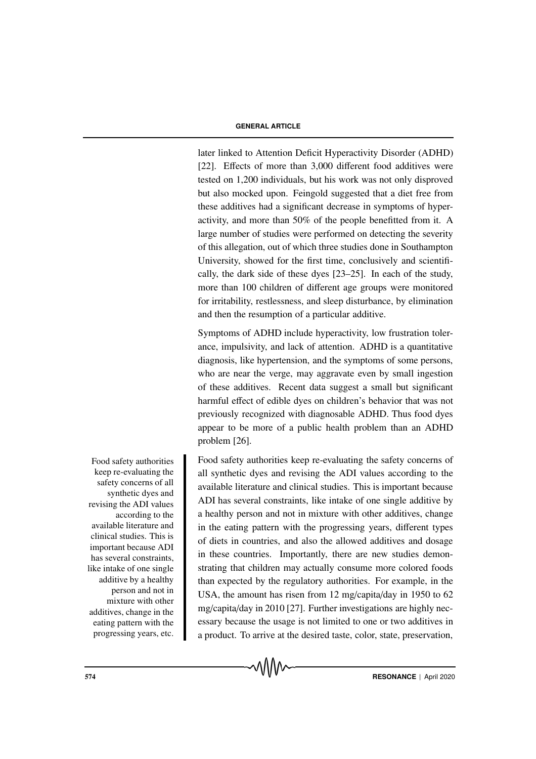later linked to Attention Deficit Hyperactivity Disorder (ADHD) [22]. Effects of more than 3,000 different food additives were tested on 1,200 individuals, but his work was not only disproved but also mocked upon. Feingold suggested that a diet free from these additives had a significant decrease in symptoms of hyperactivity, and more than 50% of the people benefitted from it. A large number of studies were performed on detecting the severity of this allegation, out of which three studies done in Southampton University, showed for the first time, conclusively and scientifically, the dark side of these dyes [23–25]. In each of the study, more than 100 children of different age groups were monitored for irritability, restlessness, and sleep disturbance, by elimination and then the resumption of a particular additive.

Symptoms of ADHD include hyperactivity, low frustration tolerance, impulsivity, and lack of attention. ADHD is a quantitative diagnosis, like hypertension, and the symptoms of some persons, who are near the verge, may aggravate even by small ingestion of these additives. Recent data suggest a small but significant harmful effect of edible dyes on children's behavior that was not previously recognized with diagnosable ADHD. Thus food dyes appear to be more of a public health problem than an ADHD problem [26].

Food safety authorities keep re-evaluating the safety concerns of all synthetic dyes and revising the ADI values according to the available literature and clinical studies. This is important because ADI has several constraints, like intake of one single additive by a healthy person and not in mixture with other additives, change in the eating pattern with the progressing years, different types of diets in countries, and also the allowed additives and dosage in these countries. Importantly, there are new studies demonstrating that children may actually consume more colored foods than expected by the regulatory authorities. For example, in the USA, the amount has risen from 12 mg/capita/day in 1950 to 62 mg/capita/day in 2010 [27]. Further investigations are highly necessary because the usage is not limited to one or two additives in a product. To arrive at the desired taste, color, state, preservation,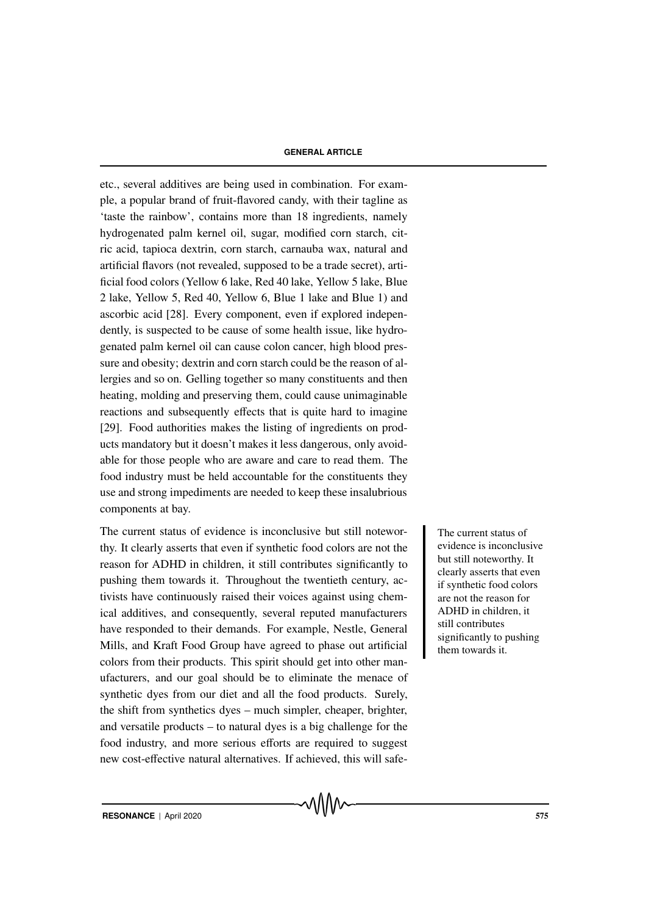etc., several additives are being used in combination. For example, a popular brand of fruit-flavored candy, with their tagline as 'taste the rainbow', contains more than 18 ingredients, namely hydrogenated palm kernel oil, sugar, modified corn starch, citric acid, tapioca dextrin, corn starch, carnauba wax, natural and artificial flavors (not revealed, supposed to be a trade secret), artificial food colors (Yellow 6 lake, Red 40 lake, Yellow 5 lake, Blue 2 lake, Yellow 5, Red 40, Yellow 6, Blue 1 lake and Blue 1) and ascorbic acid [28]. Every component, even if explored independently, is suspected to be cause of some health issue, like hydrogenated palm kernel oil can cause colon cancer, high blood pressure and obesity; dextrin and corn starch could be the reason of allergies and so on. Gelling together so many constituents and then heating, molding and preserving them, could cause unimaginable reactions and subsequently effects that is quite hard to imagine [29]. Food authorities makes the listing of ingredients on products mandatory but it doesn't makes it less dangerous, only avoidable for those people who are aware and care to read them. The food industry must be held accountable for the constituents they use and strong impediments are needed to keep these insalubrious components at bay.

The current status of evidence is inconclusive but still noteworthy. It clearly asserts that even if synthetic food colors are not the reason for ADHD in children, it still contributes significantly to pushing them towards it. Throughout the twentieth century, activists have continuously raised their voices against using chemical additives, and consequently, several reputed manufacturers have responded to their demands. For example, Nestle, General Mills, and Kraft Food Group have agreed to phase out artificial colors from their products. This spirit should get into other manufacturers, and our goal should be to eliminate the menace of synthetic dyes from our diet and all the food products. Surely, the shift from synthetics dyes – much simpler, cheaper, brighter, and versatile products – to natural dyes is a big challenge for the food industry, and more serious efforts are required to suggest new cost-effective natural alternatives. If achieved, this will safe-

> The current status of evidence is inconclusive but still noteworthy. It clearly asserts that even if synthetic food colors are not the reason for ADHD in children, it still contributes significantly to pushing them towards it.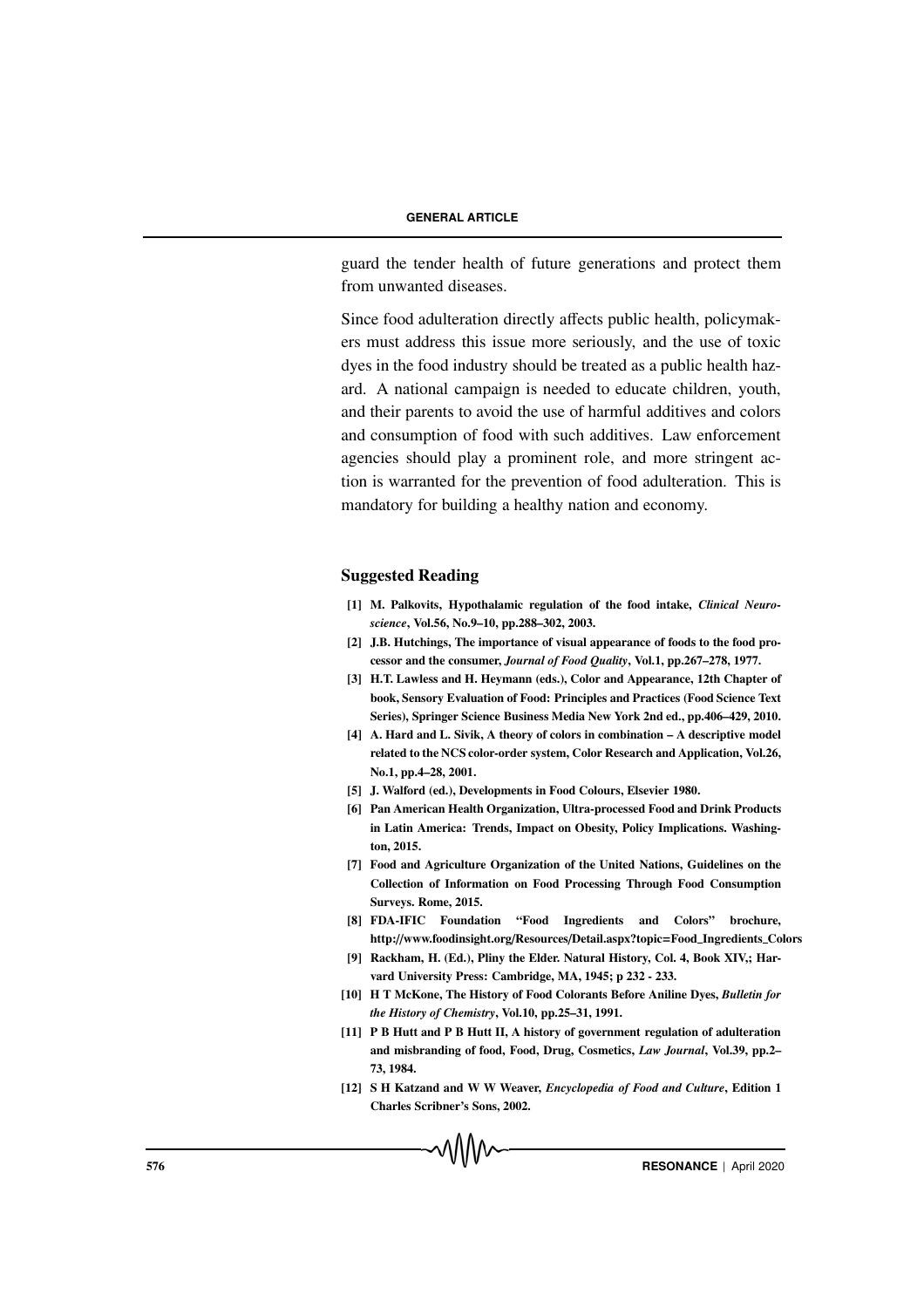guard the tender health of future generations and protect them from unwanted diseases.

Since food adulteration directly affects public health, policymakers must address this issue more seriously, and the use of toxic dyes in the food industry should be treated as a public health hazard. A national campaign is needed to educate children, youth, and their parents to avoid the use of harmful additives and colors and consumption of food with such additives. Law enforcement agencies should play a prominent role, and more stringent action is warranted for the prevention of food adulteration. This is mandatory for building a healthy nation and economy.

## Suggested Reading

**[1] M. Palkovits, Hypothalamic regulation of the food intake, *Clinical Neuroscience*, Vol.56, No.9–10, pp.288–302, 2003.**

**[2] J.B. Hutchings, The importance of visual appearance of foods to the food processor and the consumer, *Journal of Food Quality*, Vol.1, pp.267–278, 1977.**

**[3] H.T. Lawless and H. Heymann (eds.), Color and Appearance, 12th Chapter of book, Sensory Evaluation of Food: Principles and Practices (Food Science Text Series), Springer Science Business Media New York 2nd ed., pp.406–429, 2010.**

**[4] A. Hard and L. Sivik, A theory of colors in combination – A descriptive model related to the NCS color-order system, Color Research and Application, Vol.26, No.1, pp.4–28, 2001.**

**[5] J. Walford (ed.), Developments in Food Colours, Elsevier 1980.**

**[6] Pan American Health Organization, Ultra-processed Food and Drink Products in Latin America: Trends, Impact on Obesity, Policy Implications. Washington, 2015.**

**[7] Food and Agriculture Organization of the United Nations, Guidelines on the Collection of Information on Food Processing Through Food Consumption Surveys. Rome, 2015.**

**[8] FDA-IFIC Foundation "Food Ingredients and Colors" brochure, http://www.foodinsight.org/Resources/Detail.aspx?topic=Food_Ingredients_Colors**

**[9] Rackham, H. (Ed.), Pliny the Elder. Natural History, Col. 4, Book XIV,; Harvard University Press: Cambridge, MA, 1945; p 232 - 233.**

**[10] H T McKone, The History of Food Colorants Before Aniline Dyes, *Bulletin for the History of Chemistry*, Vol.10, pp.25–31, 1991.**

**[11] P B Hutt and P B Hutt II, A history of government regulation of adulteration and misbranding of food, Food, Drug, Cosmetics, *Law Journal*, Vol.39, pp.2–73, 1984.**

**[12] S H Katzand and W W Weaver, *Encyclopedia of Food and Culture*, Edition 1 Charles Scribner's Sons, 2002.**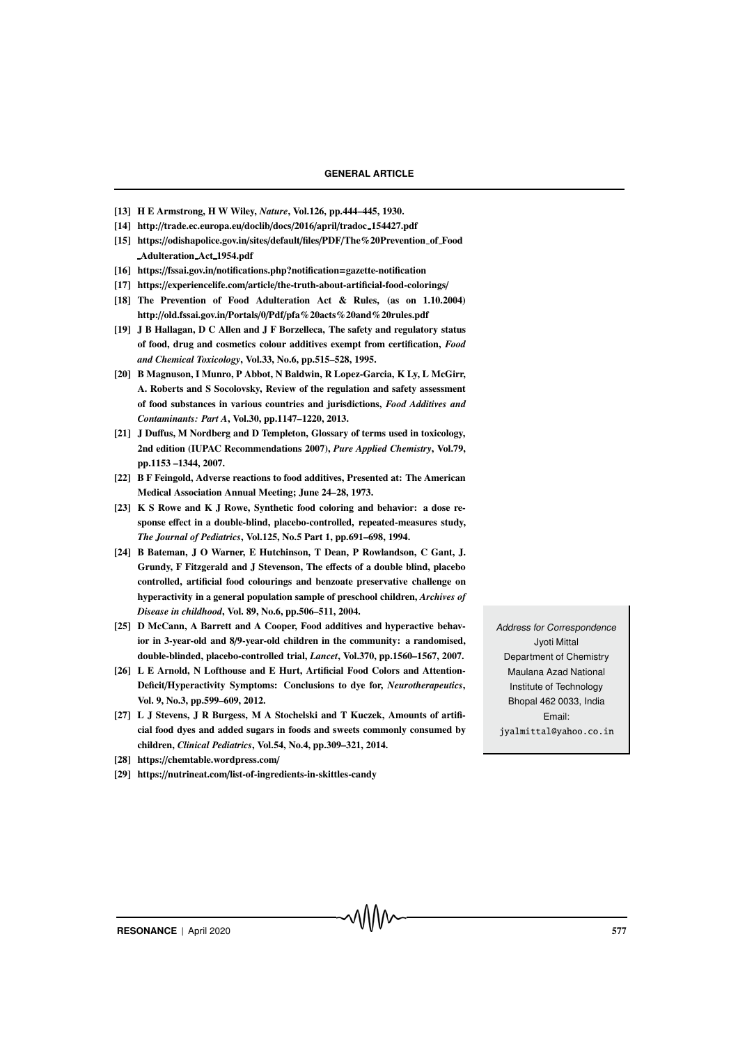[13] **H E Armstrong, H W Wiley, *Nature*, Vol.126, pp.444–445, 1930.**

[14] **http://trade.ec.europa.eu/doclib/docs/2016/april/tradoc_154427.pdf**

[15] **https://odishapolice.gov.in/sites/default/files/PDF/The%20Prevention_of_Food_Adulteration_Act_1954.pdf**

[16] **https://fssai.gov.in/notifications.php?notification=gazette-notification**

[17] **https://experiencelife.com/article/the-truth-about-artificial-food-colorings/**

[18] **The Prevention of Food Adulteration Act & Rules, (as on 1.10.2004) http://old.fssai.gov.in/Portals/0/Pdf/pfa%20acts%20and%20rules.pdf**

[19] **J B Hallagan, D C Allen and J F Borzelleca, The safety and regulatory status of food, drug and cosmetics colour additives exempt from certification, *Food and Chemical Toxicology*, Vol.33, No.6, pp.515–528, 1995.**

[20] **B Magnuson, I Munro, P Abbot, N Baldwin, R Lopez-Garcia, K Ly, L McGirr, A. Roberts and S Socolovsky, Review of the regulation and safety assessment of food substances in various countries and jurisdictions, *Food Additives and Contaminants: Part A*, Vol.30, pp.1147–1220, 2013.**

[21] **J Duffus, M Nordberg and D Templeton, Glossary of terms used in toxicology, 2nd edition (IUPAC Recommendations 2007), *Pure Applied Chemistry*, Vol.79, pp.1153 –1344, 2007.**

[22] **B F Feingold, Adverse reactions to food additives, Presented at: The American Medical Association Annual Meeting; June 24–28, 1973.**

[23] **K S Rowe and K J Rowe, Synthetic food coloring and behavior: a dose response effect in a double-blind, placebo-controlled, repeated-measures study, *The Journal of Pediatrics*, Vol.125, No.5 Part 1, pp.691–698, 1994.**

[24] **B Bateman, J O Warner, E Hutchinson, T Dean, P Rowlandson, C Gant, J. Grundy, F Fitzgerald and J Stevenson, The effects of a double blind, placebo controlled, artificial food colourings and benzoate preservative challenge on hyperactivity in a general population sample of preschool children, *Archives of Disease in childhood*, Vol. 89, No.6, pp.506–511, 2004.**

[25] **D McCann, A Barrett and A Cooper, Food additives and hyperactive behavior in 3-year-old and 8/9-year-old children in the community: a randomised, double-blinded, placebo-controlled trial, *Lancet*, Vol.370, pp.1560–1567, 2007.**

[26] **L E Arnold, N Lofthouse and E Hurt, Artificial Food Colors and Attention-Deficit/Hyperactivity Symptoms: Conclusions to dye for, *Neurotherapeutics*, Vol. 9, No.3, pp.599–609, 2012.**

[27] **L J Stevens, J R Burgess, M A Stochelski and T Kuczek, Amounts of artificial food dyes and added sugars in foods and sweets commonly consumed by children, *Clinical Pediatrics*, Vol.54, No.4, pp.309–321, 2014.**

[28] **https://chemtable.wordpress.com/**

[29] **https://nutrineat.com/list-of-ingredients-in-skittles-candy**

*Address for Correspondence*
Jyoti Mittal
Department of Chemistry
Maulana Azad National Institute of Technology
Bhopal 462 0033, India
Email:
jyalmittal@yahoo.co.in